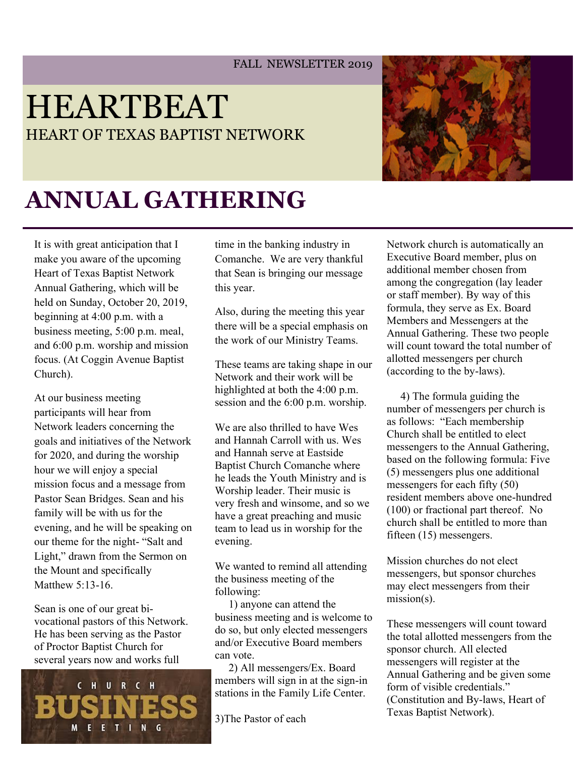FALL NEWSLETTER 2019

# HEARTBEAT

HEART OF TEXAS BAPTIST NETWORK

## ANNUAL GATHERING

It is with great anticipation that I make you aware of the upcoming Heart of Texas Baptist Network Annual Gathering, which will be held on Sunday, October 20, 2019, beginning at 4:00 p.m. with a business meeting, 5:00 p.m. meal, and 6:00 p.m. worship and mission focus. (At Coggin Avenue Baptist Church).

At our business meeting participants will hear from Network leaders concerning the goals and initiatives of the Network for 2020, and during the worship hour we will enjoy a special mission focus and a message from Pastor Sean Bridges. Sean and his family will be with us for the evening, and he will be speaking on our theme for the night- "Salt and Light," drawn from the Sermon on the Mount and specifically Matthew 5:13-16.

Sean is one of our great bi-vocational pastors of this Network. He has been serving as the Pastor of Proctor Baptist Church for several years now and works full time in the banking industry in Comanche. We are very thankful that Sean is bringing our message this year.

Also, during the meeting this year there will be a special emphasis on the work of our Ministry Teams.

These teams are taking shape in our Network and their work will be highlighted at both the 4:00 p.m. session and the 6:00 p.m. worship.

We are also thrilled to have Wes and Hannah Carroll with us. Wes and Hannah serve at Eastside Baptist Church Comanche where he leads the Youth Ministry and is Worship leader. Their music is very fresh and winsome, and so we have a great preaching and music team to lead us in worship for the evening.

We wanted to remind all attending the business meeting of the following:

1) anyone can attend the business meeting and is welcome to do so, but only elected messengers and/or Executive Board members can vote.

2) All messengers/Ex. Board members will sign in at the sign-in stations in the Family Life Center.

3)The Pastor of each Network church is automatically an Executive Board member, plus on additional member chosen from among the congregation (lay leader or staff member). By way of this formula, they serve as Ex. Board Members and Messengers at the Annual Gathering. These two people will count toward the total number of allotted messengers per church (according to the by-laws).

4) The formula guiding the number of messengers per church is as follows: "Each membership Church shall be entitled to elect messengers to the Annual Gathering, based on the following formula: Five (5) messengers plus one additional messengers for each fifty (50) resident members above one-hundred (100) or fractional part thereof. No church shall be entitled to more than fifteen (15) messengers.

Mission churches do not elect messengers, but sponsor churches may elect messengers from their mission(s).

These messengers will count toward the total allotted messengers from the sponsor church. All elected messengers will register at the Annual Gathering and be given some form of visible credentials." (Constitution and By-laws, Heart of Texas Baptist Network).

CHURCH BUSINESS MEETING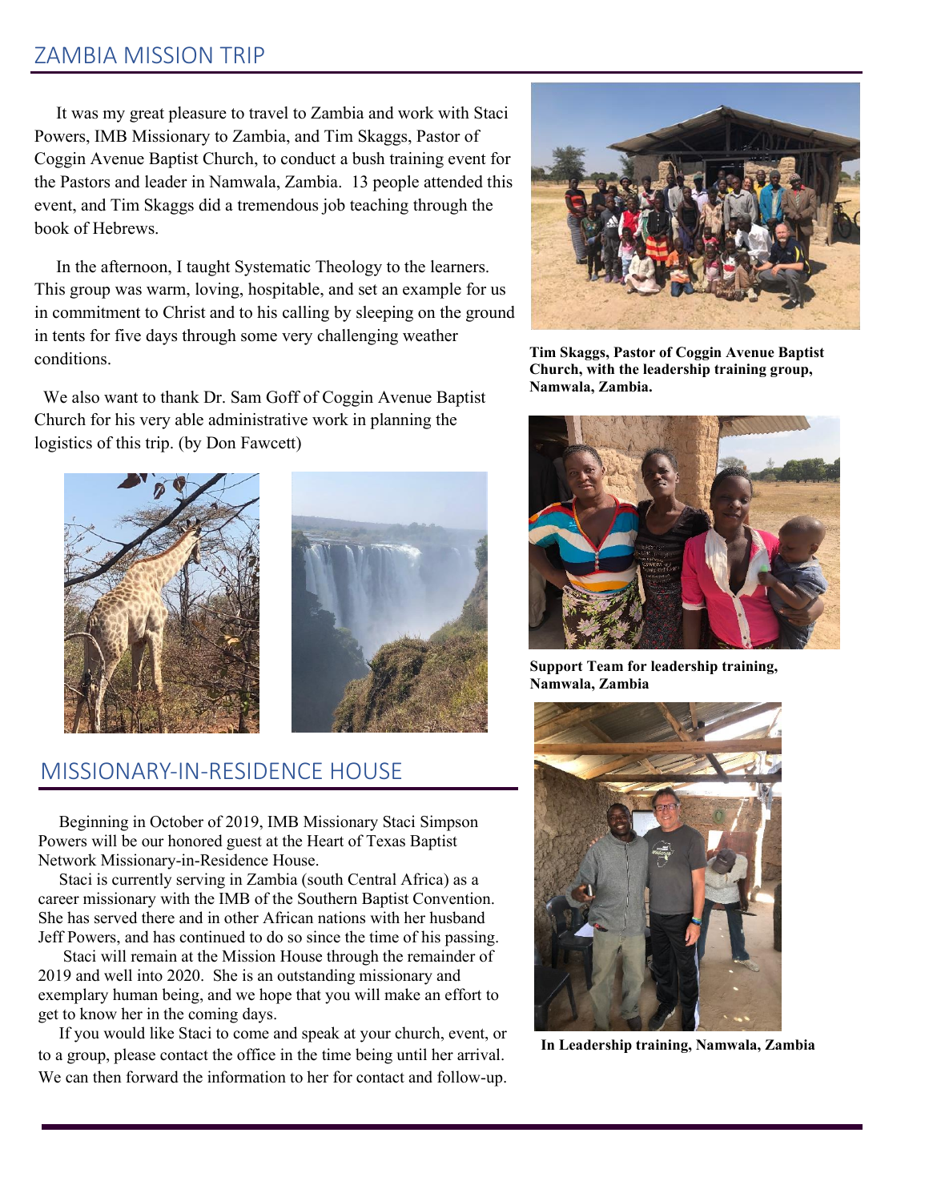## ZAMBIA MISSION TRIP

It was my great pleasure to travel to Zambia and work with Staci Powers, IMB Missionary to Zambia, and Tim Skaggs, Pastor of Coggin Avenue Baptist Church, to conduct a bush training event for the Pastors and leader in Namwala, Zambia. 13 people attended this event, and Tim Skaggs did a tremendous job teaching through the book of Hebrews.

In the afternoon, I taught Systematic Theology to the learners. This group was warm, loving, hospitable, and set an example for us in commitment to Christ and to his calling by sleeping on the ground in tents for five days through some very challenging weather conditions.

We also want to thank Dr. Sam Goff of Coggin Avenue Baptist Church for his very able administrative work in planning the logistics of this trip. (by Don Fawcett)

**Tim Skaggs, Pastor of Coggin Avenue Baptist Church, with the leadership training group, Namwala, Zambia.**

**Support Team for leadership training, Namwala, Zambia**

**In Leadership training, Namwala, Zambia**

## MISSIONARY-IN-RESIDENCE HOUSE

Beginning in October of 2019, IMB Missionary Staci Simpson Powers will be our honored guest at the Heart of Texas Baptist Network Missionary-in-Residence House.

Staci is currently serving in Zambia (south Central Africa) as a career missionary with the IMB of the Southern Baptist Convention. She has served there and in other African nations with her husband Jeff Powers, and has continued to do so since the time of his passing.

Staci will remain at the Mission House through the remainder of 2019 and well into 2020. She is an outstanding missionary and exemplary human being, and we hope that you will make an effort to get to know her in the coming days.

If you would like Staci to come and speak at your church, event, or to a group, please contact the office in the time being until her arrival. We can then forward the information to her for contact and follow-up.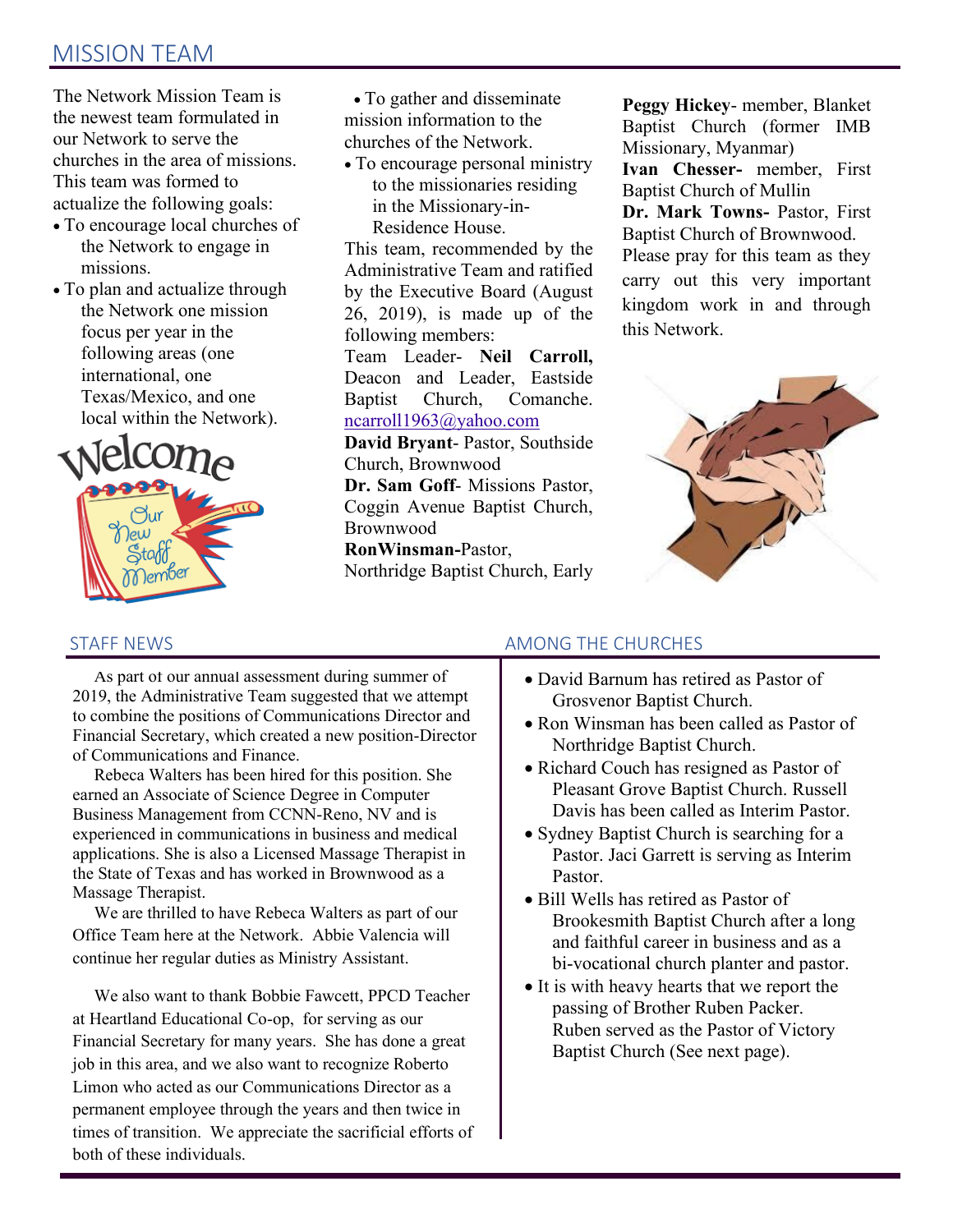## MISSION TEAM

The Network Mission Team is the newest team formulated in our Network to serve the churches in the area of missions. This team was formed to actualize the following goals:

- To encourage local churches of the Network to engage in missions.
- To plan and actualize through the Network one mission focus per year in the following areas (one international, one Texas/Mexico, and one local within the Network).
- To gather and disseminate mission information to the churches of the Network.
- To encourage personal ministry to the missionaries residing in the Missionary-in-Residence House.

This team, recommended by the Administrative Team and ratified by the Executive Board (August 26, 2019), is made up of the following members:

Team Leader- **Neil Carroll,** Deacon and Leader, Eastside Baptist Church, Comanche. ncarroll1963@yahoo.com

**David Bryant**- Pastor, Southside Church, Brownwood

**Dr. Sam Goff**- Missions Pastor, Coggin Avenue Baptist Church, Brownwood

**RonWinsman-**Pastor, Northridge Baptist Church, Early

**Peggy Hickey**- member, Blanket Baptist Church (former IMB Missionary, Myanmar)

**Ivan Chesser-** member, First Baptist Church of Mullin

**Dr. Mark Towns-** Pastor, First Baptist Church of Brownwood.

Please pray for this team as they carry out this very important kingdom work in and through this Network.

## STAFF NEWS

As part of our annual assessment during summer of 2019, the Administrative Team suggested that we attempt to combine the positions of Communications Director and Financial Secretary, which created a new position-Director of Communications and Finance.

Rebeca Walters has been hired for this position. She earned an Associate of Science Degree in Computer Business Management from CCNN-Reno, NV and is experienced in communications in business and medical applications. She is also a Licensed Massage Therapist in the State of Texas and has worked in Brownwood as a Massage Therapist.

We are thrilled to have Rebeca Walters as part of our Office Team here at the Network. Abbie Valencia will continue her regular duties as Ministry Assistant.

We also want to thank Bobbie Fawcett, PPCD Teacher at Heartland Educational Co-op, for serving as our Financial Secretary for many years. She has done a great job in this area, and we also want to recognize Roberto Limon who acted as our Communications Director as a permanent employee through the years and then twice in times of transition. We appreciate the sacrificial efforts of both of these individuals.

## AMONG THE CHURCHES

- David Barnum has retired as Pastor of Grosvenor Baptist Church.
- Ron Winsman has been called as Pastor of Northridge Baptist Church.
- Richard Couch has resigned as Pastor of Pleasant Grove Baptist Church. Russell Davis has been called as Interim Pastor.
- Sydney Baptist Church is searching for a Pastor. Jaci Garrett is serving as Interim Pastor.
- Bill Wells has retired as Pastor of Brookesmith Baptist Church after a long and faithful career in business and as a bi-vocational church planter and pastor.
- It is with heavy hearts that we report the passing of Brother Ruben Packer. Ruben served as the Pastor of Victory Baptist Church (See next page).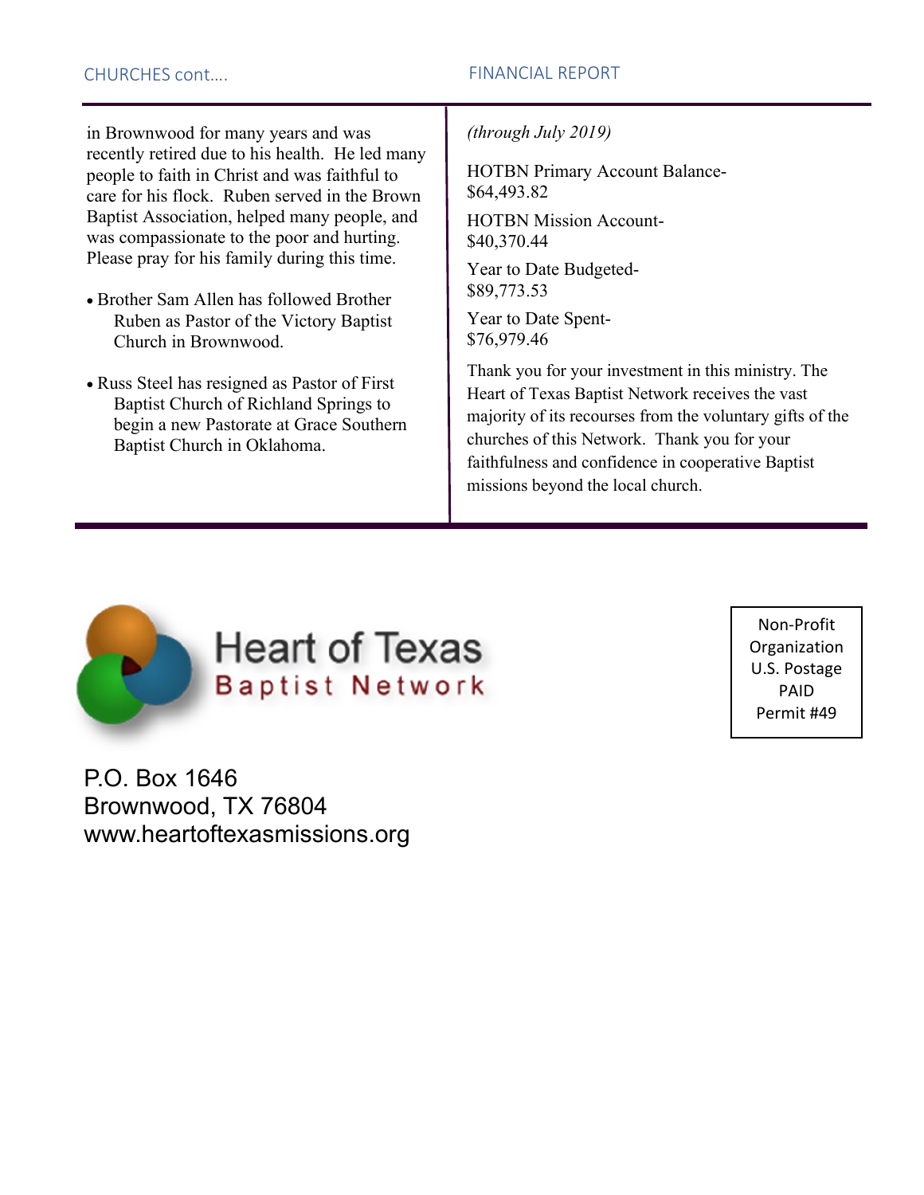## CHURCHES cont….

in Brownwood for many years and was recently retired due to his health. He led many people to faith in Christ and was faithful to care for his flock. Ruben served in the Brown Baptist Association, helped many people, and was compassionate to the poor and hurting. Please pray for his family during this time.

- Brother Sam Allen has followed Brother Ruben as Pastor of the Victory Baptist Church in Brownwood.
- Russ Steel has resigned as Pastor of First Baptist Church of Richland Springs to begin a new Pastorate at Grace Southern Baptist Church in Oklahoma.

## FINANCIAL REPORT

*(through July 2019)*

HOTBN Primary Account Balance-
$64,493.82

HOTBN Mission Account-
$40,370.44

Year to Date Budgeted-
$89,773.53

Year to Date Spent-
$76,979.46

Thank you for your investment in this ministry. The Heart of Texas Baptist Network receives the vast majority of its recourses from the voluntary gifts of the churches of this Network. Thank you for your faithfulness and confidence in cooperative Baptist missions beyond the local church.

Heart of Texas
Baptist Network

P.O. Box 1646
Brownwood, TX 76804
www.heartoftexasmissions.org

Non-Profit
Organization
U.S. Postage
PAID
Permit #49